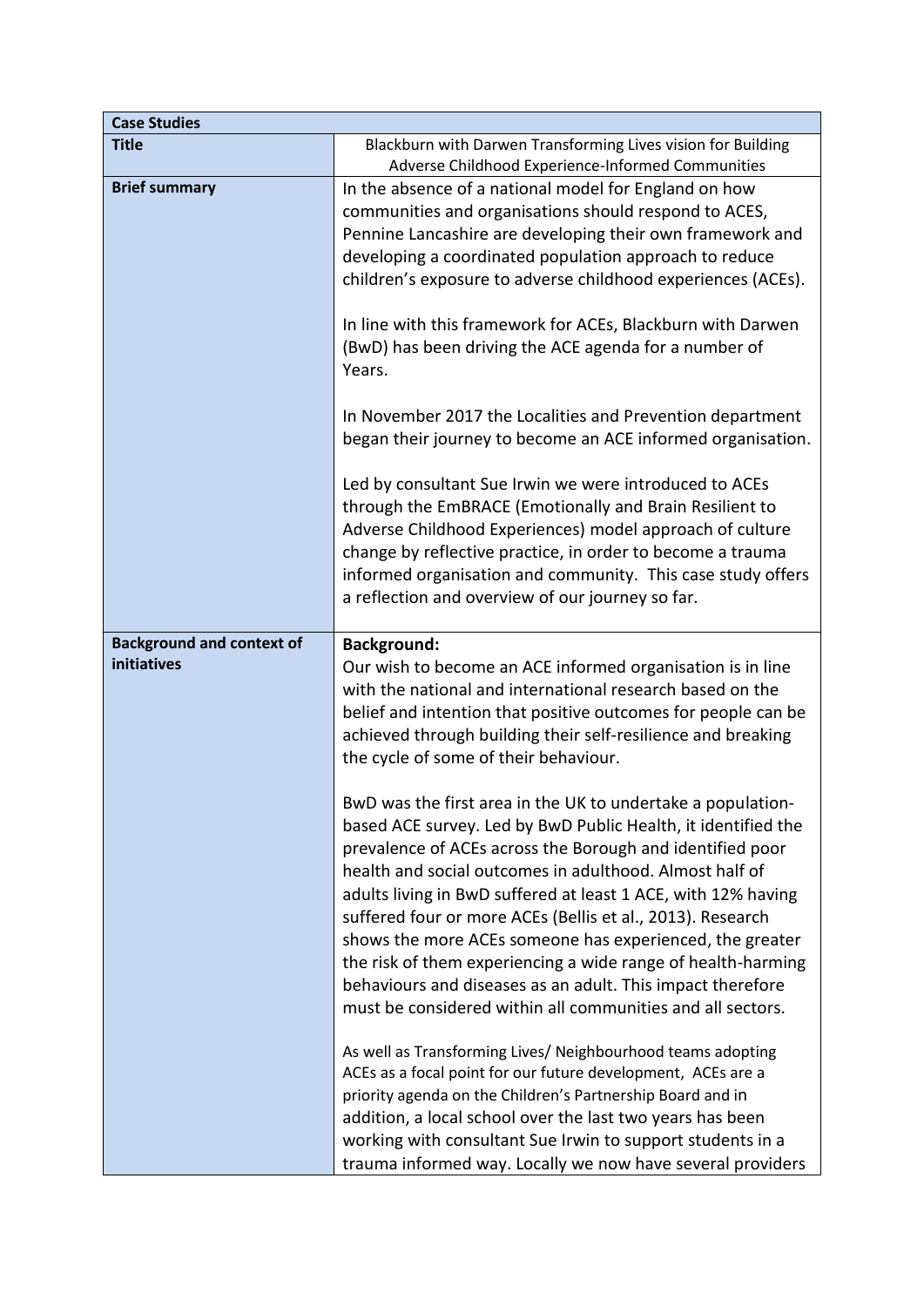| **Case Studies** | |
|---|---|
| **Title** | Blackburn with Darwen Transforming Lives vision for Building Adverse Childhood Experience-Informed Communities |
| **Brief summary** | In the absence of a national model for England on how communities and organisations should respond to ACES, Pennine Lancashire are developing their own framework and developing a coordinated population approach to reduce children's exposure to adverse childhood experiences (ACEs).<br><br>In line with this framework for ACEs, Blackburn with Darwen (BwD) has been driving the ACE agenda for a number of Years.<br><br>In November 2017 the Localities and Prevention department began their journey to become an ACE informed organisation.<br><br>Led by consultant Sue Irwin we were introduced to ACEs through the EmBRACE (Emotionally and Brain Resilient to Adverse Childhood Experiences) model approach of culture change by reflective practice, in order to become a trauma informed organisation and community. This case study offers a reflection and overview of our journey so far. |
| **Background and context of initiatives** | **Background:**<br>Our wish to become an ACE informed organisation is in line with the national and international research based on the belief and intention that positive outcomes for people can be achieved through building their self-resilience and breaking the cycle of some of their behaviour.<br><br>BwD was the first area in the UK to undertake a population-based ACE survey. Led by BwD Public Health, it identified the prevalence of ACEs across the Borough and identified poor health and social outcomes in adulthood. Almost half of adults living in BwD suffered at least 1 ACE, with 12% having suffered four or more ACEs (Bellis et al., 2013). Research shows the more ACEs someone has experienced, the greater the risk of them experiencing a wide range of health-harming behaviours and diseases as an adult. This impact therefore must be considered within all communities and all sectors.<br><br>As well as Transforming Lives/ Neighbourhood teams adopting ACEs as a focal point for our future development, ACEs are a priority agenda on the Children's Partnership Board and in addition, a local school over the last two years has been working with consultant Sue Irwin to support students in a trauma informed way. Locally we now have several providers |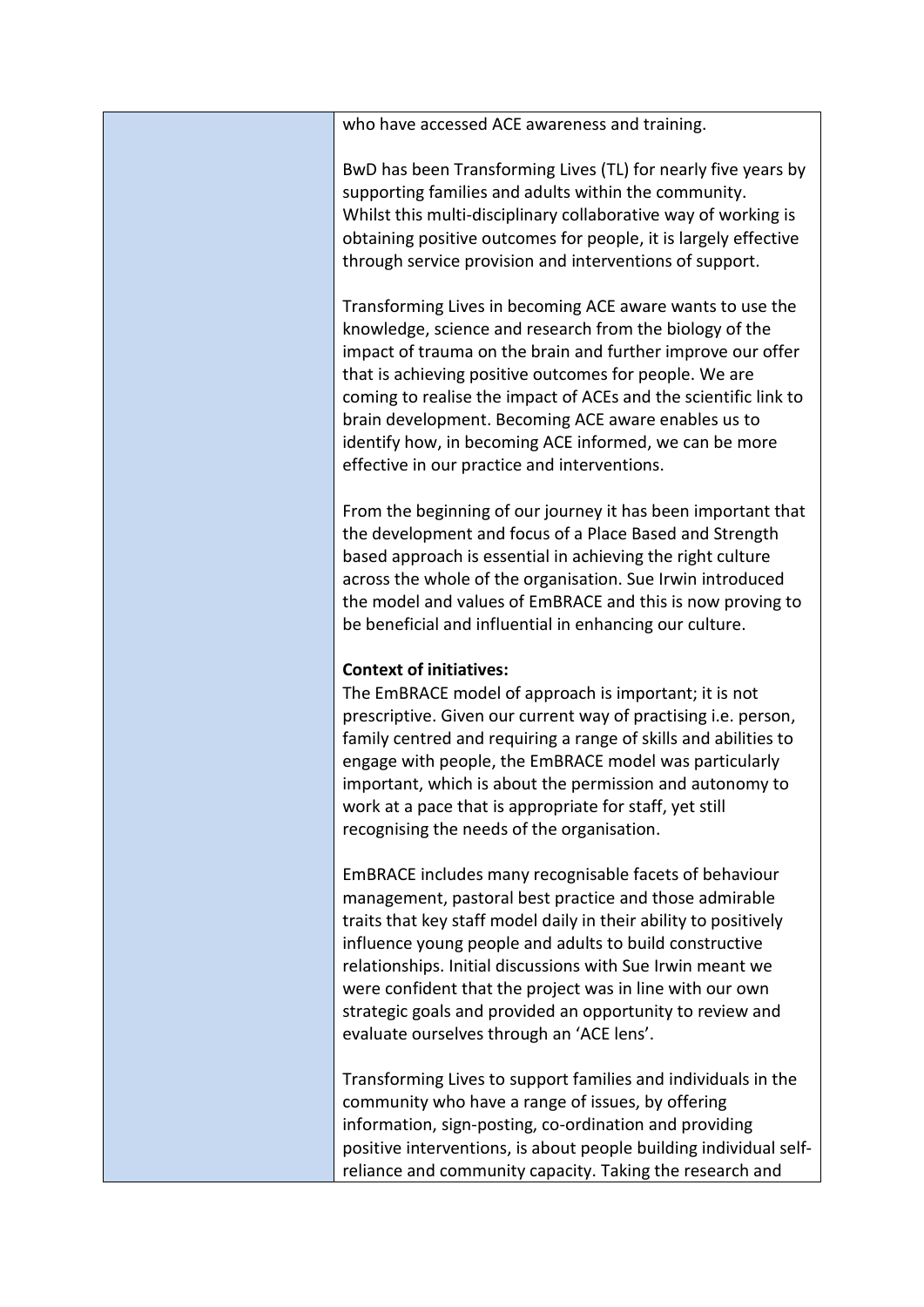| | |
|---|---|
| | who have accessed ACE awareness and training.<br><br>BwD has been Transforming Lives (TL) for nearly five years by supporting families and adults within the community. Whilst this multi-disciplinary collaborative way of working is obtaining positive outcomes for people, it is largely effective through service provision and interventions of support.<br><br>Transforming Lives in becoming ACE aware wants to use the knowledge, science and research from the biology of the impact of trauma on the brain and further improve our offer that is achieving positive outcomes for people. We are coming to realise the impact of ACEs and the scientific link to brain development. Becoming ACE aware enables us to identify how, in becoming ACE informed, we can be more effective in our practice and interventions.<br><br>From the beginning of our journey it has been important that the development and focus of a Place Based and Strength based approach is essential in achieving the right culture across the whole of the organisation. Sue Irwin introduced the model and values of EmBRACE and this is now proving to be beneficial and influential in enhancing our culture.<br><br>**Context of initiatives:**<br>The EmBRACE model of approach is important; it is not prescriptive. Given our current way of practising i.e. person, family centred and requiring a range of skills and abilities to engage with people, the EmBRACE model was particularly important, which is about the permission and autonomy to work at a pace that is appropriate for staff, yet still recognising the needs of the organisation.<br><br>EmBRACE includes many recognisable facets of behaviour management, pastoral best practice and those admirable traits that key staff model daily in their ability to positively influence young people and adults to build constructive relationships. Initial discussions with Sue Irwin meant we were confident that the project was in line with our own strategic goals and provided an opportunity to review and evaluate ourselves through an 'ACE lens'.<br><br>Transforming Lives to support families and individuals in the community who have a range of issues, by offering information, sign-posting, co-ordination and providing positive interventions, is about people building individual self-reliance and community capacity. Taking the research and |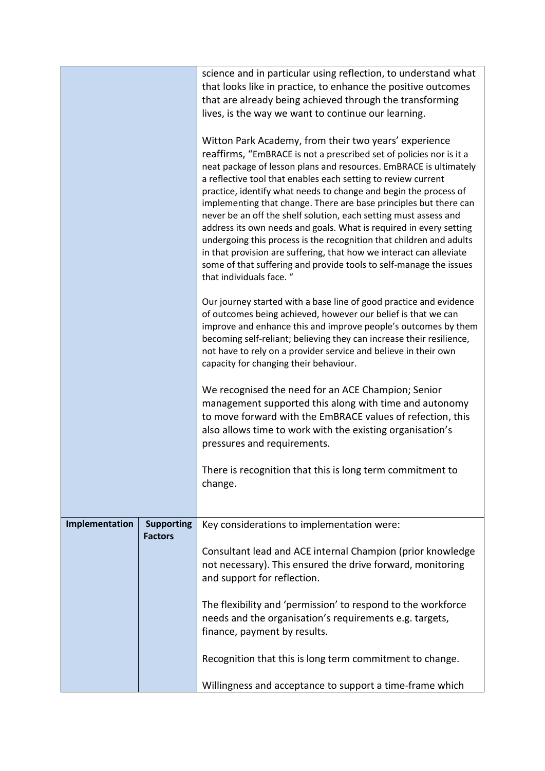| | | |
|---|---|---|
| | | science and in particular using reflection, to understand what that looks like in practice, to enhance the positive outcomes that are already being achieved through the transforming lives, is the way we want to continue our learning.<br><br>Witton Park Academy, from their two years' experience reaffirms, "EmBRACE is not a prescribed set of policies nor is it a neat package of lesson plans and resources. EmBRACE is ultimately a reflective tool that enables each setting to review current practice, identify what needs to change and begin the process of implementing that change. There are base principles but there can never be an off the shelf solution, each setting must assess and address its own needs and goals. What is required in every setting undergoing this process is the recognition that children and adults in that provision are suffering, that how we interact can alleviate some of that suffering and provide tools to self-manage the issues that individuals face. "<br><br>Our journey started with a base line of good practice and evidence of outcomes being achieved, however our belief is that we can improve and enhance this and improve people's outcomes by them becoming self-reliant; believing they can increase their resilience, not have to rely on a provider service and believe in their own capacity for changing their behaviour.<br><br>We recognised the need for an ACE Champion; Senior management supported this along with time and autonomy to move forward with the EmBRACE values of refection, this also allows time to work with the existing organisation's pressures and requirements.<br><br>There is recognition that this is long term commitment to change. |
| **Implementation** | **Supporting Factors** | Key considerations to implementation were:<br><br>Consultant lead and ACE internal Champion (prior knowledge not necessary). This ensured the drive forward, monitoring and support for reflection.<br><br>The flexibility and 'permission' to respond to the workforce needs and the organisation's requirements e.g. targets, finance, payment by results.<br><br>Recognition that this is long term commitment to change.<br><br>Willingness and acceptance to support a time-frame which |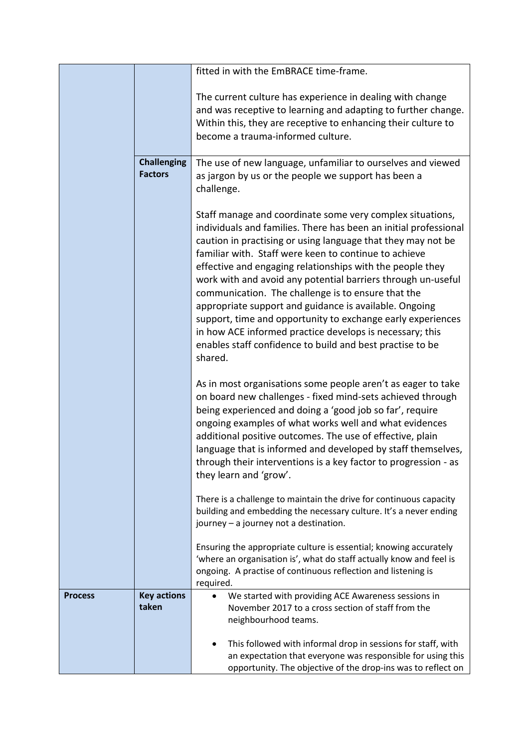| | | |
|---|---|---|
| | | fitted in with the EmBRACE time-frame.<br><br>The current culture has experience in dealing with change and was receptive to learning and adapting to further change. Within this, they are receptive to enhancing their culture to become a trauma-informed culture. |
| | **Challenging Factors** | The use of new language, unfamiliar to ourselves and viewed as jargon by us or the people we support has been a challenge.<br><br>Staff manage and coordinate some very complex situations, individuals and families. There has been an initial professional caution in practising or using language that they may not be familiar with. Staff were keen to continue to achieve effective and engaging relationships with the people they work with and avoid any potential barriers through un-useful communication. The challenge is to ensure that the appropriate support and guidance is available. Ongoing support, time and opportunity to exchange early experiences in how ACE informed practice develops is necessary; this enables staff confidence to build and best practise to be shared.<br><br>As in most organisations some people aren't as eager to take on board new challenges - fixed mind-sets achieved through being experienced and doing a 'good job so far', require ongoing examples of what works well and what evidences additional positive outcomes. The use of effective, plain language that is informed and developed by staff themselves, through their interventions is a key factor to progression - as they learn and 'grow'.<br><br>There is a challenge to maintain the drive for continuous capacity building and embedding the necessary culture. It's a never ending journey – a journey not a destination.<br><br>Ensuring the appropriate culture is essential; knowing accurately 'where an organisation is', what do staff actually know and feel is ongoing. A practise of continuous reflection and listening is required. |
| **Process** | **Key actions taken** | • We started with providing ACE Awareness sessions in November 2017 to a cross section of staff from the neighbourhood teams.<br><br>• This followed with informal drop in sessions for staff, with an expectation that everyone was responsible for using this opportunity. The objective of the drop-ins was to reflect on |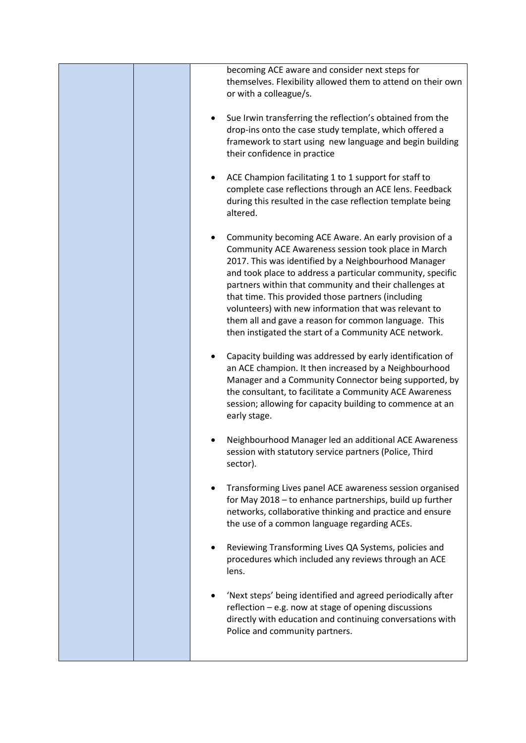| | | |
|---|---|---|
| | | becoming ACE aware and consider next steps for themselves. Flexibility allowed them to attend on their own or with a colleague/s.<br><br>• Sue Irwin transferring the reflection's obtained from the drop-ins onto the case study template, which offered a framework to start using new language and begin building their confidence in practice<br><br>• ACE Champion facilitating 1 to 1 support for staff to complete case reflections through an ACE lens. Feedback during this resulted in the case reflection template being altered.<br><br>• Community becoming ACE Aware. An early provision of a Community ACE Awareness session took place in March 2017. This was identified by a Neighbourhood Manager and took place to address a particular community, specific partners within that community and their challenges at that time. This provided those partners (including volunteers) with new information that was relevant to them all and gave a reason for common language. This then instigated the start of a Community ACE network.<br><br>• Capacity building was addressed by early identification of an ACE champion. It then increased by a Neighbourhood Manager and a Community Connector being supported, by the consultant, to facilitate a Community ACE Awareness session; allowing for capacity building to commence at an early stage.<br><br>• Neighbourhood Manager led an additional ACE Awareness session with statutory service partners (Police, Third sector).<br><br>• Transforming Lives panel ACE awareness session organised for May 2018 – to enhance partnerships, build up further networks, collaborative thinking and practice and ensure the use of a common language regarding ACEs.<br><br>• Reviewing Transforming Lives QA Systems, policies and procedures which included any reviews through an ACE lens.<br><br>• 'Next steps' being identified and agreed periodically after reflection – e.g. now at stage of opening discussions directly with education and continuing conversations with Police and community partners. |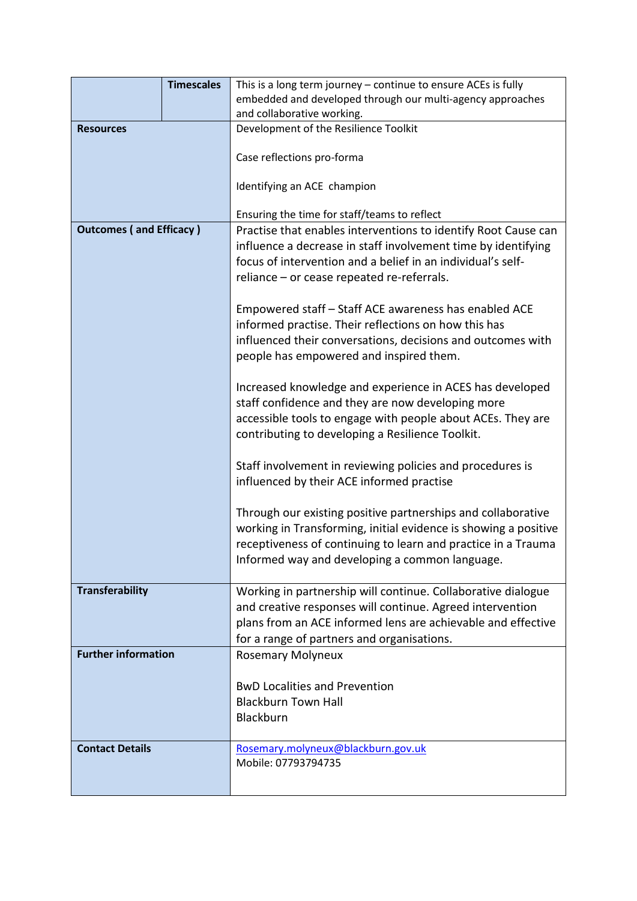| | | |
|---|---|---|
| | **Timescales** | This is a long term journey – continue to ensure ACEs is fully embedded and developed through our multi-agency approaches and collaborative working. |
| **Resources** | | Development of the Resilience Toolkit<br><br>Case reflections pro-forma<br><br>Identifying an ACE champion<br><br>Ensuring the time for staff/teams to reflect |
| **Outcomes ( and Efficacy )** | | Practise that enables interventions to identify Root Cause can influence a decrease in staff involvement time by identifying focus of intervention and a belief in an individual's self-reliance – or cease repeated re-referrals.<br><br>Empowered staff – Staff ACE awareness has enabled ACE informed practise. Their reflections on how this has influenced their conversations, decisions and outcomes with people has empowered and inspired them.<br><br>Increased knowledge and experience in ACES has developed staff confidence and they are now developing more accessible tools to engage with people about ACEs. They are contributing to developing a Resilience Toolkit.<br><br>Staff involvement in reviewing policies and procedures is influenced by their ACE informed practise<br><br>Through our existing positive partnerships and collaborative working in Transforming, initial evidence is showing a positive receptiveness of continuing to learn and practice in a Trauma Informed way and developing a common language. |
| **Transferability** | | Working in partnership will continue. Collaborative dialogue and creative responses will continue. Agreed intervention plans from an ACE informed lens are achievable and effective for a range of partners and organisations. |
| **Further information** | | Rosemary Molyneux<br><br>BwD Localities and Prevention<br>Blackburn Town Hall<br>Blackburn |
| **Contact Details** | | Rosemary.molyneux@blackburn.gov.uk<br>Mobile: 07793794735 |